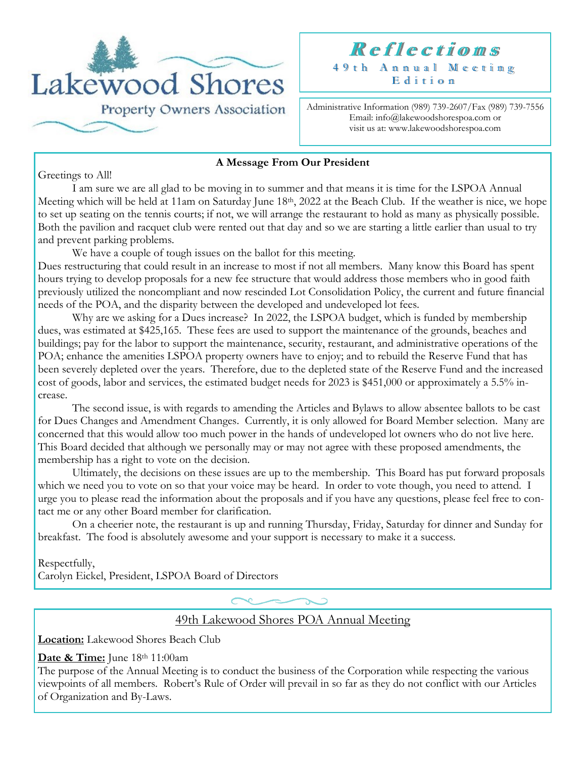# Lakewood Shores

Property Owners Association

## Reflections

**49th Annual Meeting Edition**

Administrative Information (989) 739-2607/Fax (989) 739-7556
Email: info@lakewoodshorespoa.com or
visit us at: www.lakewoodshorespoa.com

### A Message From Our President

Greetings to All!

I am sure we are all glad to be moving in to summer and that means it is time for the LSPOA Annual Meeting which will be held at 11am on Saturday June 18th, 2022 at the Beach Club. If the weather is nice, we hope to set up seating on the tennis courts; if not, we will arrange the restaurant to hold as many as physically possible. Both the pavilion and racquet club were rented out that day and so we are starting a little earlier than usual to try and prevent parking problems.

We have a couple of tough issues on the ballot for this meeting.
Dues restructuring that could result in an increase to most if not all members. Many know this Board has spent hours trying to develop proposals for a new fee structure that would address those members who in good faith previously utilized the noncompliant and now rescinded Lot Consolidation Policy, the current and future financial needs of the POA, and the disparity between the developed and undeveloped lot fees.

Why are we asking for a Dues increase? In 2022, the LSPOA budget, which is funded by membership dues, was estimated at $425,165. These fees are used to support the maintenance of the grounds, beaches and buildings; pay for the labor to support the maintenance, security, restaurant, and administrative operations of the POA; enhance the amenities LSPOA property owners have to enjoy; and to rebuild the Reserve Fund that has been severely depleted over the years. Therefore, due to the depleted state of the Reserve Fund and the increased cost of goods, labor and services, the estimated budget needs for 2023 is $451,000 or approximately a 5.5% increase.

The second issue, is with regards to amending the Articles and Bylaws to allow absentee ballots to be cast for Dues Changes and Amendment Changes. Currently, it is only allowed for Board Member selection. Many are concerned that this would allow too much power in the hands of undeveloped lot owners who do not live here. This Board decided that although we personally may or may not agree with these proposed amendments, the membership has a right to vote on the decision.

Ultimately, the decisions on these issues are up to the membership. This Board has put forward proposals which we need you to vote on so that your voice may be heard. In order to vote though, you need to attend. I urge you to please read the information about the proposals and if you have any questions, please feel free to contact me or any other Board member for clarification.

On a cheerier note, the restaurant is up and running Thursday, Friday, Saturday for dinner and Sunday for breakfast. The food is absolutely awesome and your support is necessary to make it a success.

Respectfully,
Carolyn Eickel, President, LSPOA Board of Directors

### 49th Lakewood Shores POA Annual Meeting

**Location:** Lakewood Shores Beach Club

**Date & Time:** June 18th 11:00am

The purpose of the Annual Meeting is to conduct the business of the Corporation while respecting the various viewpoints of all members. Robert's Rule of Order will prevail in so far as they do not conflict with our Articles of Organization and By-Laws.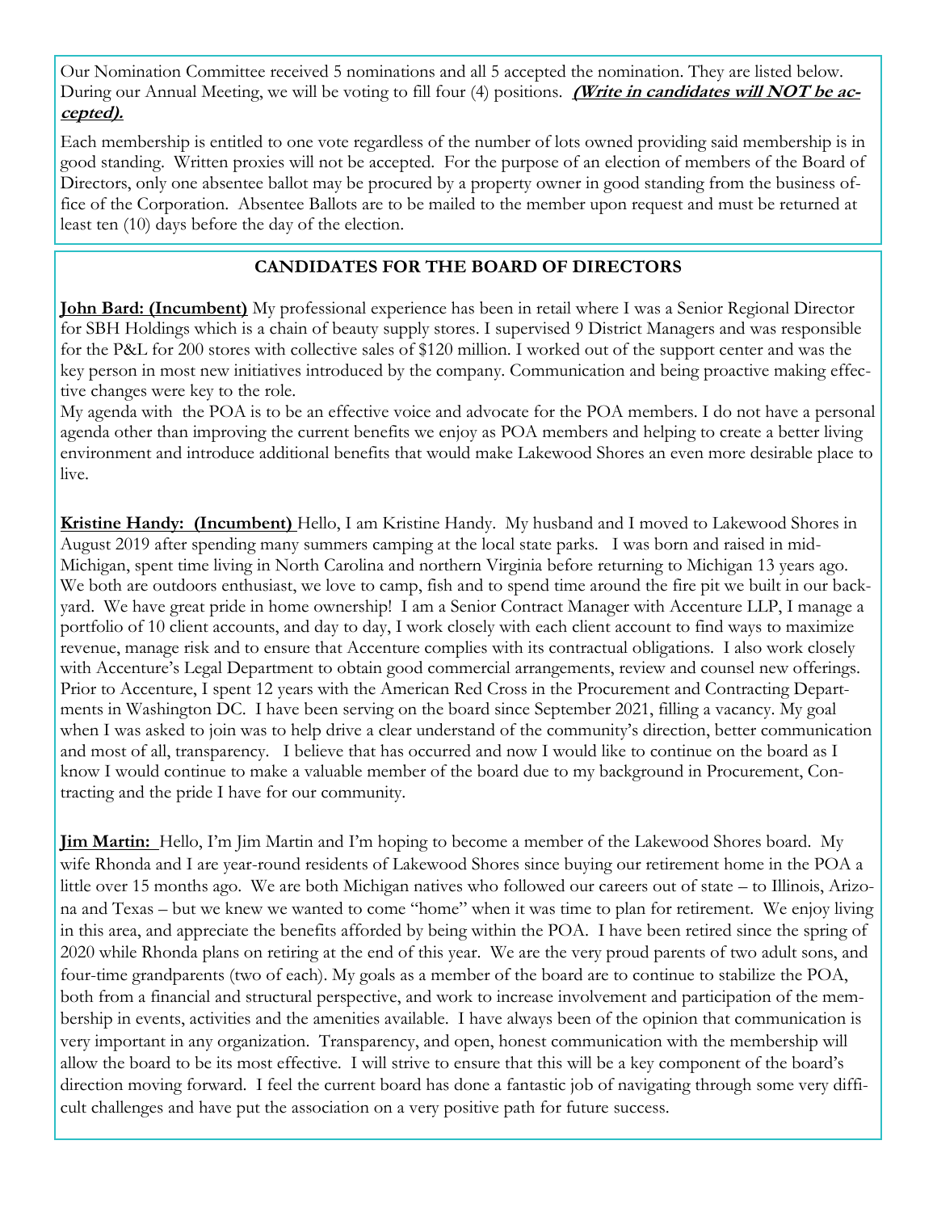Our Nomination Committee received 5 nominations and all 5 accepted the nomination. They are listed below. During our Annual Meeting, we will be voting to fill four (4) positions. ***(Write in candidates will NOT be accepted).***

Each membership is entitled to one vote regardless of the number of lots owned providing said membership is in good standing. Written proxies will not be accepted. For the purpose of an election of members of the Board of Directors, only one absentee ballot may be procured by a property owner in good standing from the business office of the Corporation. Absentee Ballots are to be mailed to the member upon request and must be returned at least ten (10) days before the day of the election.

## CANDIDATES FOR THE BOARD OF DIRECTORS

**John Bard: (Incumbent)** My professional experience has been in retail where I was a Senior Regional Director for SBH Holdings which is a chain of beauty supply stores. I supervised 9 District Managers and was responsible for the P&L for 200 stores with collective sales of $120 million. I worked out of the support center and was the key person in most new initiatives introduced by the company. Communication and being proactive making effective changes were key to the role.
My agenda with the POA is to be an effective voice and advocate for the POA members. I do not have a personal agenda other than improving the current benefits we enjoy as POA members and helping to create a better living environment and introduce additional benefits that would make Lakewood Shores an even more desirable place to live.

**Kristine Handy: (Incumbent)** Hello, I am Kristine Handy. My husband and I moved to Lakewood Shores in August 2019 after spending many summers camping at the local state parks. I was born and raised in mid-Michigan, spent time living in North Carolina and northern Virginia before returning to Michigan 13 years ago. We both are outdoors enthusiast, we love to camp, fish and to spend time around the fire pit we built in our backyard. We have great pride in home ownership! I am a Senior Contract Manager with Accenture LLP, I manage a portfolio of 10 client accounts, and day to day, I work closely with each client account to find ways to maximize revenue, manage risk and to ensure that Accenture complies with its contractual obligations. I also work closely with Accenture's Legal Department to obtain good commercial arrangements, review and counsel new offerings. Prior to Accenture, I spent 12 years with the American Red Cross in the Procurement and Contracting Departments in Washington DC. I have been serving on the board since September 2021, filling a vacancy. My goal when I was asked to join was to help drive a clear understand of the community's direction, better communication and most of all, transparency. I believe that has occurred and now I would like to continue on the board as I know I would continue to make a valuable member of the board due to my background in Procurement, Contracting and the pride I have for our community.

**Jim Martin:** Hello, I'm Jim Martin and I'm hoping to become a member of the Lakewood Shores board. My wife Rhonda and I are year-round residents of Lakewood Shores since buying our retirement home in the POA a little over 15 months ago. We are both Michigan natives who followed our careers out of state – to Illinois, Arizona and Texas – but we knew we wanted to come "home" when it was time to plan for retirement. We enjoy living in this area, and appreciate the benefits afforded by being within the POA. I have been retired since the spring of 2020 while Rhonda plans on retiring at the end of this year. We are the very proud parents of two adult sons, and four-time grandparents (two of each). My goals as a member of the board are to continue to stabilize the POA, both from a financial and structural perspective, and work to increase involvement and participation of the membership in events, activities and the amenities available. I have always been of the opinion that communication is very important in any organization. Transparency, and open, honest communication with the membership will allow the board to be its most effective. I will strive to ensure that this will be a key component of the board's direction moving forward. I feel the current board has done a fantastic job of navigating through some very difficult challenges and have put the association on a very positive path for future success.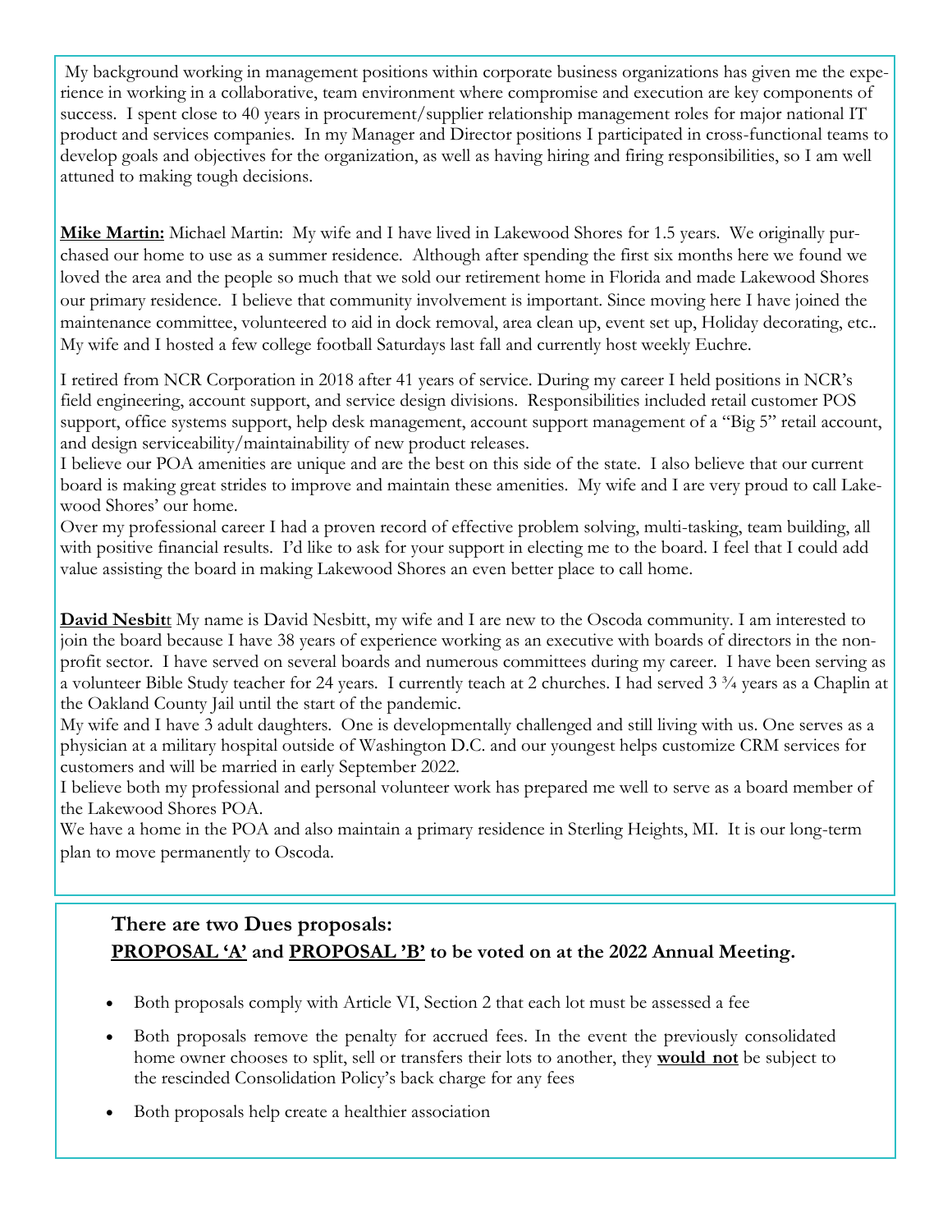My background working in management positions within corporate business organizations has given me the experience in working in a collaborative, team environment where compromise and execution are key components of success. I spent close to 40 years in procurement/supplier relationship management roles for major national IT product and services companies. In my Manager and Director positions I participated in cross-functional teams to develop goals and objectives for the organization, as well as having hiring and firing responsibilities, so I am well attuned to making tough decisions.

**Mike Martin:** Michael Martin: My wife and I have lived in Lakewood Shores for 1.5 years. We originally purchased our home to use as a summer residence. Although after spending the first six months here we found we loved the area and the people so much that we sold our retirement home in Florida and made Lakewood Shores our primary residence. I believe that community involvement is important. Since moving here I have joined the maintenance committee, volunteered to aid in dock removal, area clean up, event set up, Holiday decorating, etc.. My wife and I hosted a few college football Saturdays last fall and currently host weekly Euchre.

I retired from NCR Corporation in 2018 after 41 years of service. During my career I held positions in NCR's field engineering, account support, and service design divisions. Responsibilities included retail customer POS support, office systems support, help desk management, account support management of a "Big 5" retail account, and design serviceability/maintainability of new product releases.

I believe our POA amenities are unique and are the best on this side of the state. I also believe that our current board is making great strides to improve and maintain these amenities. My wife and I are very proud to call Lakewood Shores' our home.

Over my professional career I had a proven record of effective problem solving, multi-tasking, team building, all with positive financial results. I'd like to ask for your support in electing me to the board. I feel that I could add value assisting the board in making Lakewood Shores an even better place to call home.

**David Nesbit**t My name is David Nesbitt, my wife and I are new to the Oscoda community. I am interested to join the board because I have 38 years of experience working as an executive with boards of directors in the non-profit sector. I have served on several boards and numerous committees during my career. I have been serving as a volunteer Bible Study teacher for 24 years. I currently teach at 2 churches. I had served 3 ¾ years as a Chaplin at the Oakland County Jail until the start of the pandemic.

My wife and I have 3 adult daughters. One is developmentally challenged and still living with us. One serves as a physician at a military hospital outside of Washington D.C. and our youngest helps customize CRM services for customers and will be married in early September 2022.

I believe both my professional and personal volunteer work has prepared me well to serve as a board member of the Lakewood Shores POA.

We have a home in the POA and also maintain a primary residence in Sterling Heights, MI. It is our long-term plan to move permanently to Oscoda.

**There are two Dues proposals:**
**PROPOSAL 'A' and PROPOSAL 'B' to be voted on at the 2022 Annual Meeting.**

- Both proposals comply with Article VI, Section 2 that each lot must be assessed a fee
- Both proposals remove the penalty for accrued fees. In the event the previously consolidated home owner chooses to split, sell or transfers their lots to another, they **would not** be subject to the rescinded Consolidation Policy's back charge for any fees
- Both proposals help create a healthier association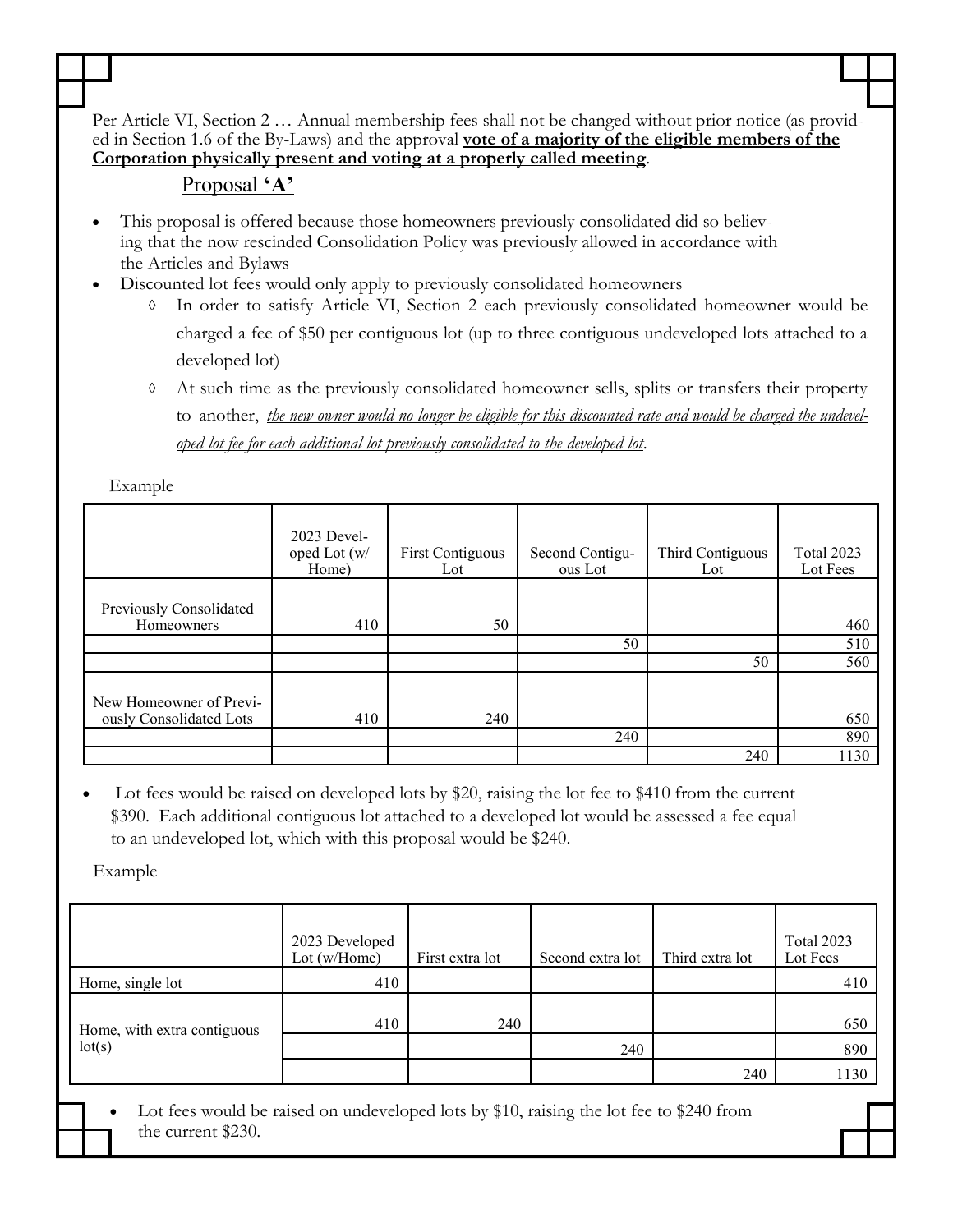Per Article VI, Section 2 … Annual membership fees shall not be changed without prior notice (as provided in Section 1.6 of the By-Laws) and the approval **vote of a majority of the eligible members of the Corporation physically present and voting at a properly called meeting**.

## Proposal **'A'**

- This proposal is offered because those homeowners previously consolidated did so believing that the now rescinded Consolidation Policy was previously allowed in accordance with the Articles and Bylaws
- Discounted lot fees would only apply to previously consolidated homeowners
  - ◊ In order to satisfy Article VI, Section 2 each previously consolidated homeowner would be charged a fee of $50 per contiguous lot (up to three contiguous undeveloped lots attached to a developed lot)
  - ◊ At such time as the previously consolidated homeowner sells, splits or transfers their property to another, *the new owner would no longer be eligible for this discounted rate and would be charged the undeveloped lot fee for each additional lot previously consolidated to the developed lot*.

Example

| | 2023 Developed Lot (w/ Home) | First Contiguous Lot | Second Contiguous Lot | Third Contiguous Lot | Total 2023 Lot Fees |
|---|---|---|---|---|---|
| Previously Consolidated Homeowners | 410 | 50 | | | 460 |
| | | | 50 | | 510 |
| | | | | 50 | 560 |
| New Homeowner of Previously Consolidated Lots | 410 | 240 | | | 650 |
| | | | 240 | | 890 |
| | | | | 240 | 1130 |

- Lot fees would be raised on developed lots by $20, raising the lot fee to $410 from the current $390. Each additional contiguous lot attached to a developed lot would be assessed a fee equal to an undeveloped lot, which with this proposal would be $240.

Example

| | 2023 Developed Lot (w/Home) | First extra lot | Second extra lot | Third extra lot | Total 2023 Lot Fees |
|---|---|---|---|---|---|
| Home, single lot | 410 | | | | 410 |
| Home, with extra contiguous lot(s) | 410 | 240 | | | 650 |
| | | | 240 | | 890 |
| | | | | 240 | 1130 |

- Lot fees would be raised on undeveloped lots by $10, raising the lot fee to $240 from the current $230.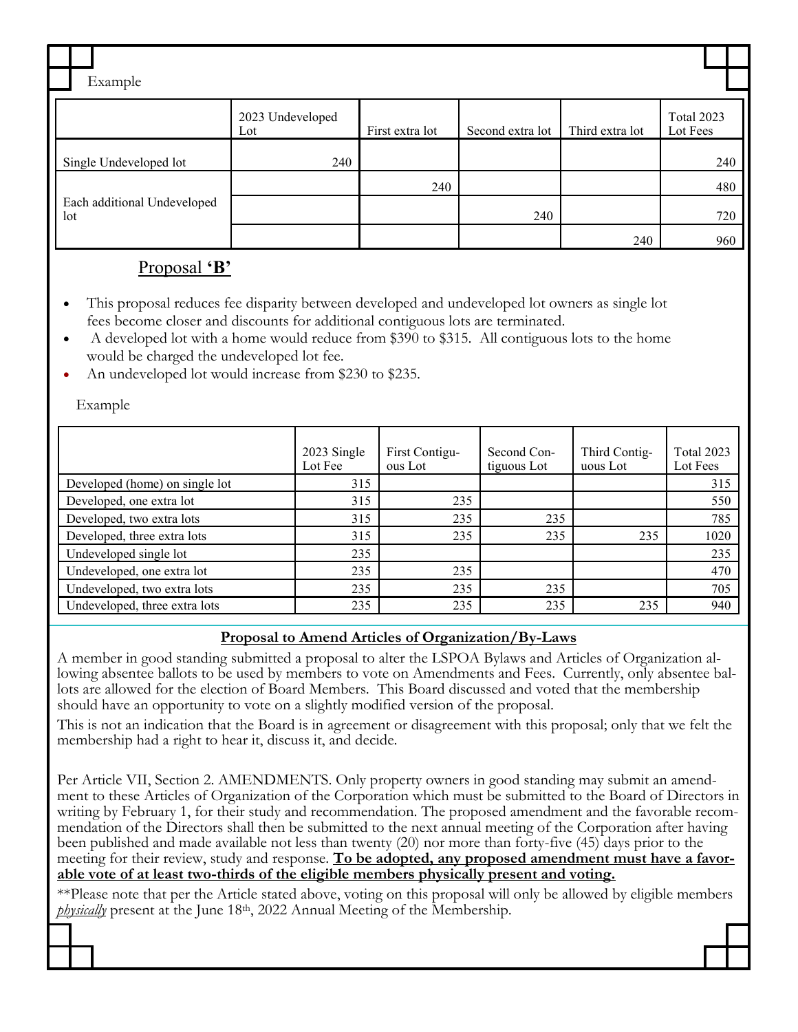Example

| | 2023 Undeveloped Lot | First extra lot | Second extra lot | Third extra lot | Total 2023 Lot Fees |
|---|---|---|---|---|---|
| Single Undeveloped lot | 240 | | | | 240 |
| Each additional Undeveloped lot | | 240 | | | 480 |
| | | | 240 | | 720 |
| | | | | 240 | 960 |

## Proposal **'B'**

- This proposal reduces fee disparity between developed and undeveloped lot owners as single lot fees become closer and discounts for additional contiguous lots are terminated.
- A developed lot with a home would reduce from $390 to $315. All contiguous lots to the home would be charged the undeveloped lot fee.
- An undeveloped lot would increase from $230 to $235.

Example

| | 2023 Single Lot Fee | First Contiguous Lot | Second Contiguous Lot | Third Contiguous Lot | Total 2023 Lot Fees |
|---|---|---|---|---|---|
| Developed (home) on single lot | 315 | | | | 315 |
| Developed, one extra lot | 315 | 235 | | | 550 |
| Developed, two extra lots | 315 | 235 | 235 | | 785 |
| Developed, three extra lots | 315 | 235 | 235 | 235 | 1020 |
| Undeveloped single lot | 235 | | | | 235 |
| Undeveloped, one extra lot | 235 | 235 | | | 470 |
| Undeveloped, two extra lots | 235 | 235 | 235 | | 705 |
| Undeveloped, three extra lots | 235 | 235 | 235 | 235 | 940 |

## Proposal to Amend Articles of Organization/By-Laws

A member in good standing submitted a proposal to alter the LSPOA Bylaws and Articles of Organization allowing absentee ballots to be used by members to vote on Amendments and Fees. Currently, only absentee ballots are allowed for the election of Board Members. This Board discussed and voted that the membership should have an opportunity to vote on a slightly modified version of the proposal.

This is not an indication that the Board is in agreement or disagreement with this proposal; only that we felt the membership had a right to hear it, discuss it, and decide.

Per Article VII, Section 2. AMENDMENTS. Only property owners in good standing may submit an amendment to these Articles of Organization of the Corporation which must be submitted to the Board of Directors in writing by February 1, for their study and recommendation. The proposed amendment and the favorable recommendation of the Directors shall then be submitted to the next annual meeting of the Corporation after having been published and made available not less than twenty (20) nor more than forty-five (45) days prior to the meeting for their review, study and response. **To be adopted, any proposed amendment must have a favorable vote of at least two-thirds of the eligible members physically present and voting.**

**Please note that per the Article stated above, voting on this proposal will only be allowed by eligible members *physically* present at the June 18th, 2022 Annual Meeting of the Membership.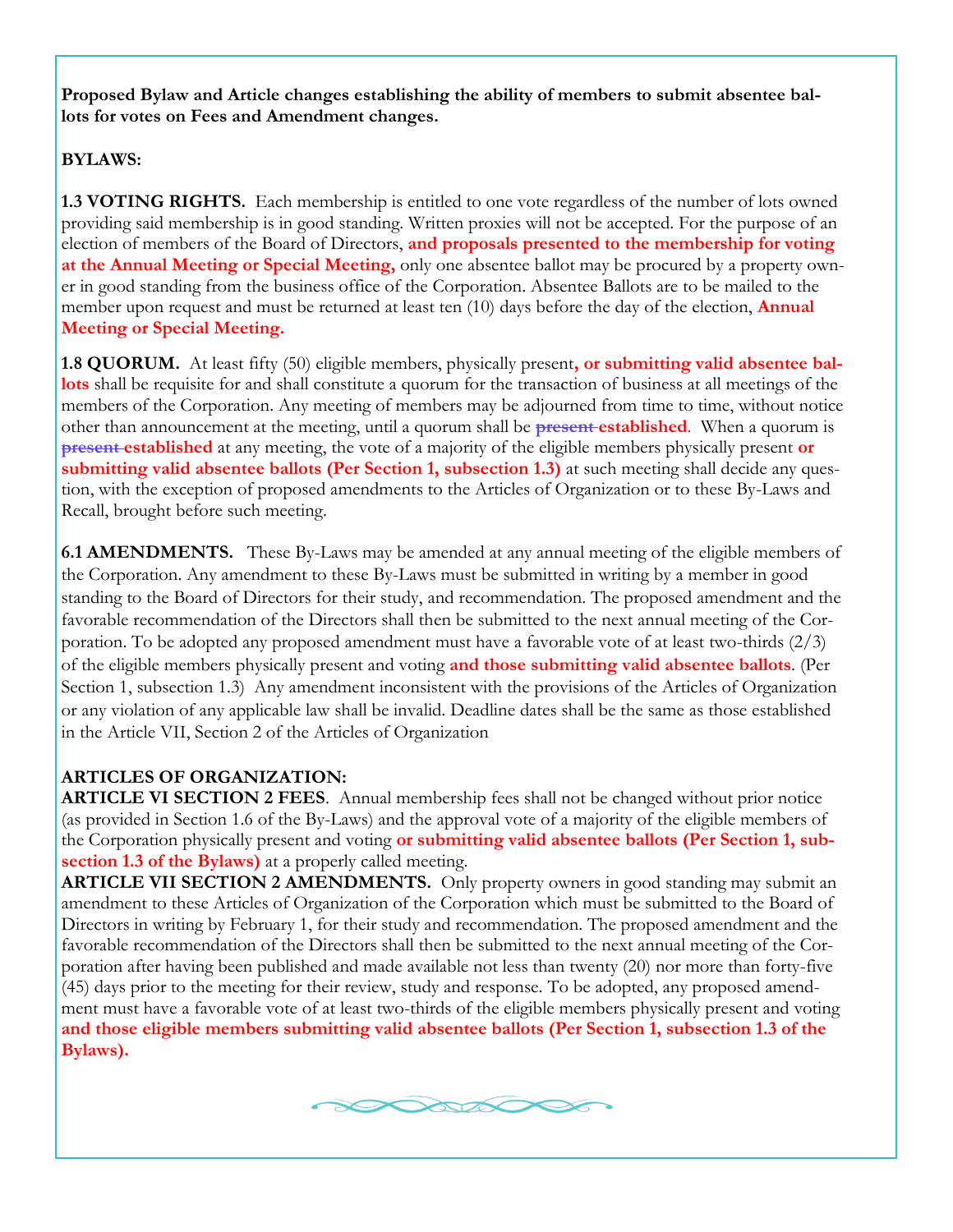**Proposed Bylaw and Article changes establishing the ability of members to submit absentee ballots for votes on Fees and Amendment changes.**

**BYLAWS:**

**1.3 VOTING RIGHTS.** Each membership is entitled to one vote regardless of the number of lots owned providing said membership is in good standing. Written proxies will not be accepted. For the purpose of an election of members of the Board of Directors, **and proposals presented to the membership for voting at the Annual Meeting or Special Meeting,** only one absentee ballot may be procured by a property owner in good standing from the business office of the Corporation. Absentee Ballots are to be mailed to the member upon request and must be returned at least ten (10) days before the day of the election, **Annual Meeting or Special Meeting.**

**1.8 QUORUM.** At least fifty (50) eligible members, physically present**, or submitting valid absentee ballots** shall be requisite for and shall constitute a quorum for the transaction of business at all meetings of the members of the Corporation. Any meeting of members may be adjourned from time to time, without notice other than announcement at the meeting, until a quorum shall be ~~present~~ **established**. When a quorum is ~~present~~ **established** at any meeting, the vote of a majority of the eligible members physically present **or submitting valid absentee ballots (Per Section 1, subsection 1.3)** at such meeting shall decide any question, with the exception of proposed amendments to the Articles of Organization or to these By-Laws and Recall, brought before such meeting.

**6.1 AMENDMENTS.** These By-Laws may be amended at any annual meeting of the eligible members of the Corporation. Any amendment to these By-Laws must be submitted in writing by a member in good standing to the Board of Directors for their study, and recommendation. The proposed amendment and the favorable recommendation of the Directors shall then be submitted to the next annual meeting of the Corporation. To be adopted any proposed amendment must have a favorable vote of at least two-thirds (2/3) of the eligible members physically present and voting **and those submitting valid absentee ballots**. (Per Section 1, subsection 1.3) Any amendment inconsistent with the provisions of the Articles of Organization or any violation of any applicable law shall be invalid. Deadline dates shall be the same as those established in the Article VII, Section 2 of the Articles of Organization

**ARTICLES OF ORGANIZATION:**

**ARTICLE VI SECTION 2 FEES**. Annual membership fees shall not be changed without prior notice (as provided in Section 1.6 of the By-Laws) and the approval vote of a majority of the eligible members of the Corporation physically present and voting **or submitting valid absentee ballots (Per Section 1, subsection 1.3 of the Bylaws)** at a properly called meeting.

**ARTICLE VII SECTION 2 AMENDMENTS.** Only property owners in good standing may submit an amendment to these Articles of Organization of the Corporation which must be submitted to the Board of Directors in writing by February 1, for their study and recommendation. The proposed amendment and the favorable recommendation of the Directors shall then be submitted to the next annual meeting of the Corporation after having been published and made available not less than twenty (20) nor more than forty-five (45) days prior to the meeting for their review, study and response. To be adopted, any proposed amendment must have a favorable vote of at least two-thirds of the eligible members physically present and voting **and those eligible members submitting valid absentee ballots (Per Section 1, subsection 1.3 of the Bylaws).**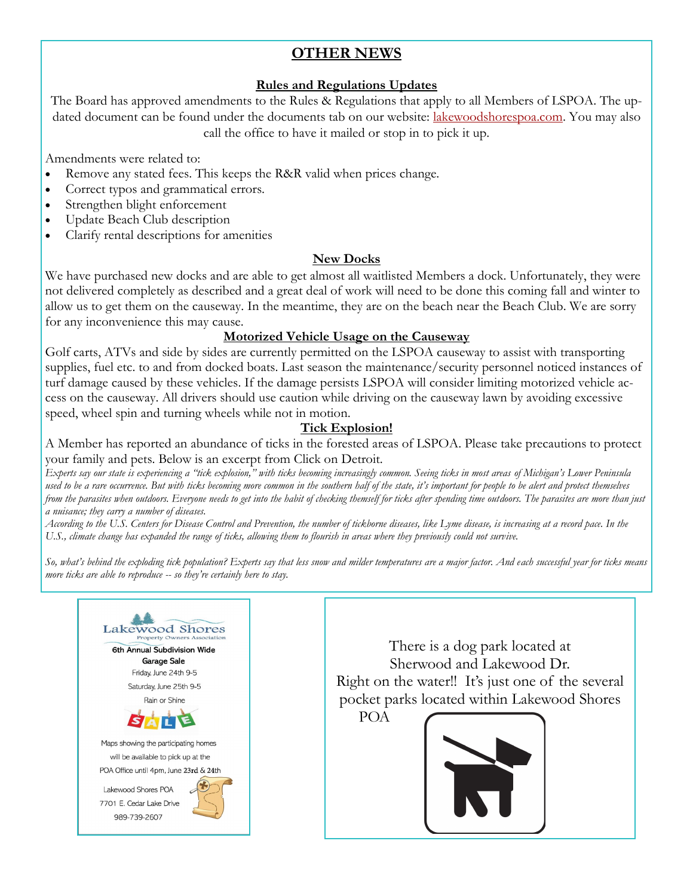## OTHER NEWS

### Rules and Regulations Updates

The Board has approved amendments to the Rules & Regulations that apply to all Members of LSPOA. The updated document can be found under the documents tab on our website: lakewoodshorespoa.com. You may also call the office to have it mailed or stop in to pick it up.

Amendments were related to:

- Remove any stated fees. This keeps the R&R valid when prices change.
- Correct typos and grammatical errors.
- Strengthen blight enforcement
- Update Beach Club description
- Clarify rental descriptions for amenities

### New Docks

We have purchased new docks and are able to get almost all waitlisted Members a dock. Unfortunately, they were not delivered completely as described and a great deal of work will need to be done this coming fall and winter to allow us to get them on the causeway. In the meantime, they are on the beach near the Beach Club. We are sorry for any inconvenience this may cause.

### Motorized Vehicle Usage on the Causeway

Golf carts, ATVs and side by sides are currently permitted on the LSPOA causeway to assist with transporting supplies, fuel etc. to and from docked boats. Last season the maintenance/security personnel noticed instances of turf damage caused by these vehicles. If the damage persists LSPOA will consider limiting motorized vehicle access on the causeway. All drivers should use caution while driving on the causeway lawn by avoiding excessive speed, wheel spin and turning wheels while not in motion.

### Tick Explosion!

A Member has reported an abundance of ticks in the forested areas of LSPOA. Please take precautions to protect your family and pets. Below is an excerpt from Click on Detroit.

*Experts say our state is experiencing a "tick explosion," with ticks becoming increasingly common. Seeing ticks in most areas of Michigan's Lower Peninsula used to be a rare occurrence. But with ticks becoming more common in the southern half of the state, it's important for people to be alert and protect themselves from the parasites when outdoors. Everyone needs to get into the habit of checking themself for ticks after spending time outdoors. The parasites are more than just a nuisance; they carry a number of diseases.*

*According to the U.S. Centers for Disease Control and Prevention, the number of tickborne diseases, like Lyme disease, is increasing at a record pace. In the U.S., climate change has expanded the range of ticks, allowing them to flourish in areas where they previously could not survive.*

*So, what's behind the exploding tick population? Experts say that less snow and milder temperatures are a major factor. And each successful year for ticks means more ticks are able to reproduce -- so they're certainly here to stay.*

---

**Lakewood Shores**
Property Owners Association

**6th Annual Subdivision Wide Garage Sale**

Friday, June 24th 9-5

Saturday, June 25th 9-5

Rain or Shine

SALE

Maps showing the participating homes will be available to pick up at the POA Office until 4pm, June 23rd & 24th

Lakewood Shores POA
7701 E. Cedar Lake Drive
989-739-2607

---

There is a dog park located at Sherwood and Lakewood Dr. Right on the water!! It's just one of the several pocket parks located within Lakewood Shores POA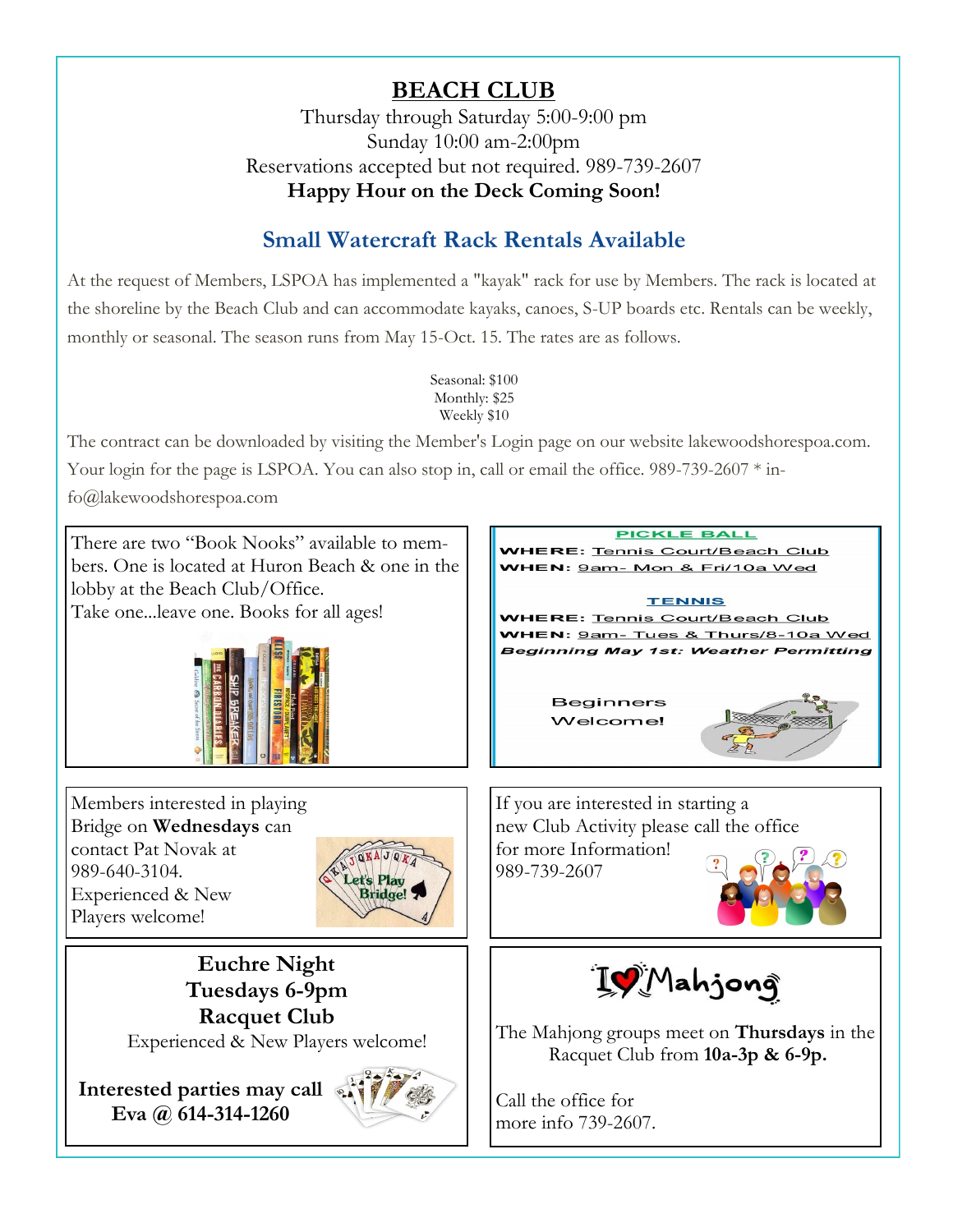## BEACH CLUB

Thursday through Saturday 5:00-9:00 pm
Sunday 10:00 am-2:00pm
Reservations accepted but not required. 989-739-2607
**Happy Hour on the Deck Coming Soon!**

## Small Watercraft Rack Rentals Available

At the request of Members, LSPOA has implemented a "kayak" rack for use by Members. The rack is located at the shoreline by the Beach Club and can accommodate kayaks, canoes, S-UP boards etc. Rentals can be weekly, monthly or seasonal. The season runs from May 15-Oct. 15. The rates are as follows.

Seasonal: $100
Monthly: $25
Weekly $10

The contract can be downloaded by visiting the Member's Login page on our website lakewoodshorespoa.com. Your login for the page is LSPOA. You can also stop in, call or email the office. 989-739-2607 * info@lakewoodshorespoa.com

There are two "Book Nooks" available to members. One is located at Huron Beach & one in the lobby at the Beach Club/Office.
Take one...leave one. Books for all ages!

**PICKLE BALL**
**WHERE:** Tennis Court/Beach Club
**WHEN:** 9am- Mon & Fri/10a Wed

**TENNIS**
**WHERE:** Tennis Court/Beach Club
**WHEN:** 9am- Tues & Thurs/8-10a Wed
***Beginning May 1st: Weather Permitting***

Beginners Welcome!

Members interested in playing Bridge on **Wednesdays** can contact Pat Novak at 989-640-3104.
Experienced & New Players welcome!

If you are interested in starting a new Club Activity please call the office for more Information!
989-739-2607

**Euchre Night**
**Tuesdays 6-9pm**
**Racquet Club**
Experienced & New Players welcome!

**Interested parties may call Eva @ 614-314-1260**

I ♥ Mahjong

The Mahjong groups meet on **Thursdays** in the Racquet Club from **10a-3p & 6-9p.**

Call the office for more info 739-2607.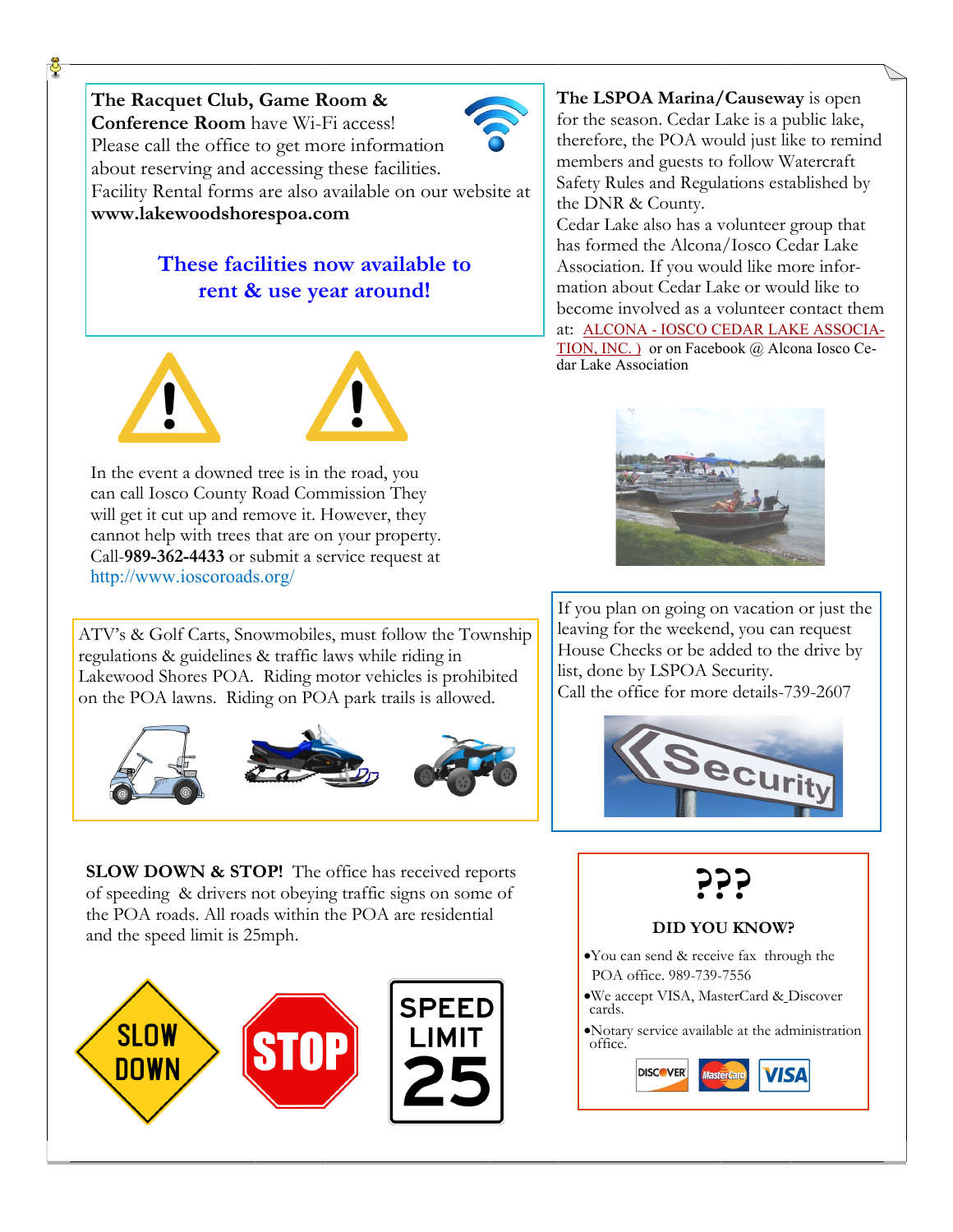**The Racquet Club, Game Room & Conference Room** have Wi-Fi access! Please call the office to get more information about reserving and accessing these facilities. Facility Rental forms are also available on our website at **www.lakewoodshorespoa.com**

**These facilities now available to rent & use year around!**

In the event a downed tree is in the road, you can call Iosco County Road Commission They will get it cut up and remove it. However, they cannot help with trees that are on your property. Call-**989-362-4433** or submit a service request at http://www.ioscoroads.org/

ATV's & Golf Carts, Snowmobiles, must follow the Township regulations & guidelines & traffic laws while riding in Lakewood Shores POA. Riding motor vehicles is prohibited on the POA lawns. Riding on POA park trails is allowed.

**SLOW DOWN & STOP!** The office has received reports of speeding & drivers not obeying traffic signs on some of the POA roads. All roads within the POA are residential and the speed limit is 25mph.

SLOW DOWN

STOP

SPEED LIMIT 25

**The LSPOA Marina/Causeway** is open for the season. Cedar Lake is a public lake, therefore, the POA would just like to remind members and guests to follow Watercraft Safety Rules and Regulations established by the DNR & County.

Cedar Lake also has a volunteer group that has formed the Alcona/Iosco Cedar Lake Association. If you would like more information about Cedar Lake or would like to become involved as a volunteer contact them at: ALCONA - IOSCO CEDAR LAKE ASSOCIATION, INC. ) or on Facebook @ Alcona Iosco Cedar Lake Association

If you plan on going on vacation or just the leaving for the weekend, you can request House Checks or be added to the drive by list, done by LSPOA Security.
Call the office for more details-739-2607

???

**DID YOU KNOW?**

- You can send & receive fax through the POA office. 989-739-7556
- We accept VISA, MasterCard & Discover cards.
- Notary service available at the administration office.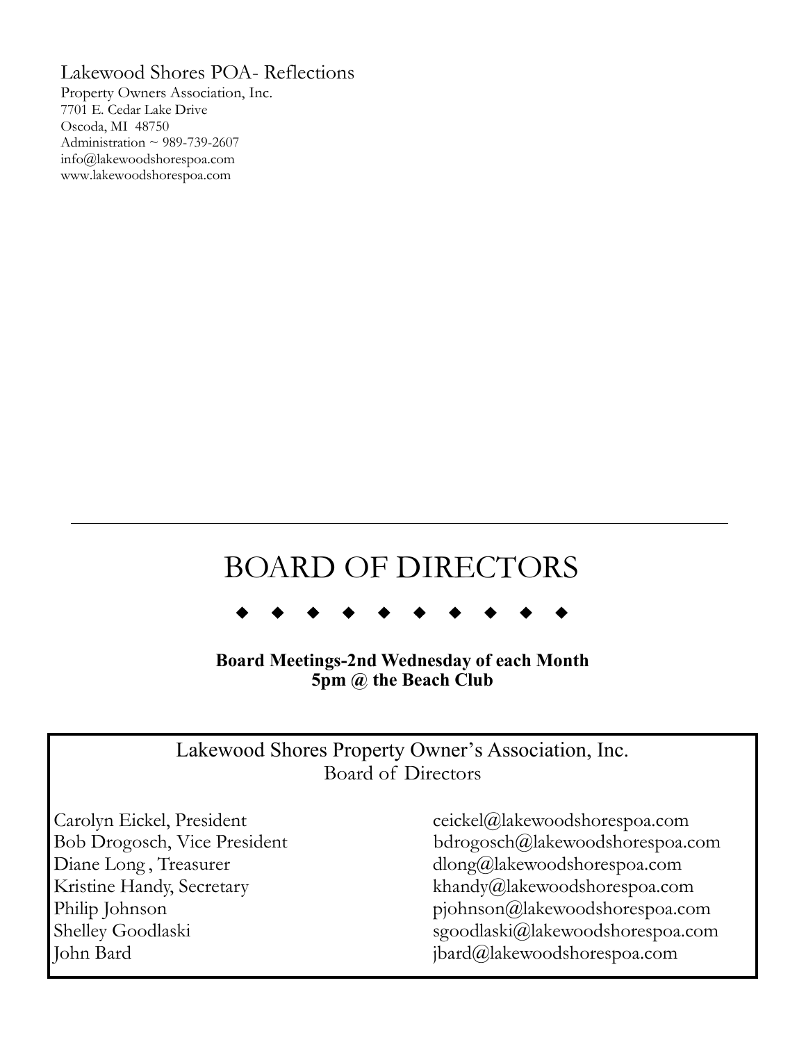Lakewood Shores POA- Reflections

Property Owners Association, Inc.
7701 E. Cedar Lake Drive
Oscoda, MI 48750
Administration ~ 989-739-2607
info@lakewoodshorespoa.com
www.lakewoodshorespoa.com

---

# BOARD OF DIRECTORS

◆ ◆ ◆ ◆ ◆ ◆ ◆ ◆ ◆ ◆

**Board Meetings-2nd Wednesday of each Month**
**5pm @ the Beach Club**

## Lakewood Shores Property Owner's Association, Inc.
Board of Directors

| | |
|---|---|
| Carolyn Eickel, President | ceickel@lakewoodshorespoa.com |
| Bob Drogosch, Vice President | bdrogosch@lakewoodshorespoa.com |
| Diane Long , Treasurer | dlong@lakewoodshorespoa.com |
| Kristine Handy, Secretary | khandy@lakewoodshorespoa.com |
| Philip Johnson | pjohnson@lakewoodshorespoa.com |
| Shelley Goodlaski | sgoodlaski@lakewoodshorespoa.com |
| John Bard | jbard@lakewoodshorespoa.com |